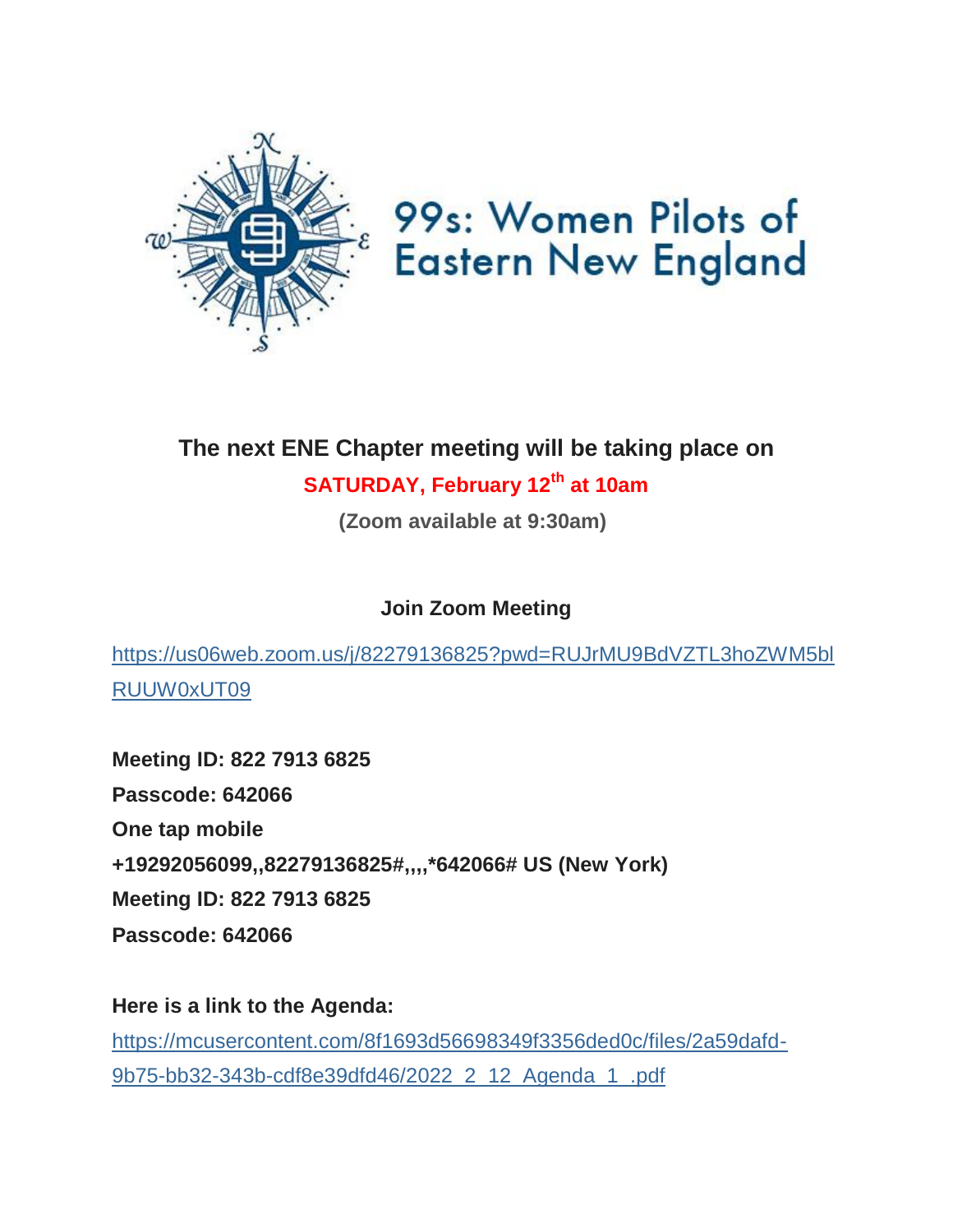# 99s: Women Pilots of Eastern New England

**The next ENE Chapter meeting will be taking place on**

**SATURDAY, February 12th at 10am**

**(Zoom available at 9:30am)**

**Join Zoom Meeting**

https://us06web.zoom.us/j/82279136825?pwd=RUJrMU9BdVZTL3hoZWM5blRUUW0xUT09

**Meeting ID: 822 7913 6825**
**Passcode: 642066**
**One tap mobile**
**+19292056099,,82279136825#,,,,*642066# US (New York)**
**Meeting ID: 822 7913 6825**
**Passcode: 642066**

**Here is a link to the Agenda:**
https://mcusercontent.com/8f1693d56698349f3356ded0c/files/2a59dafd-9b75-bb32-343b-cdf8e39dfd46/2022_2_12_Agenda_1_.pdf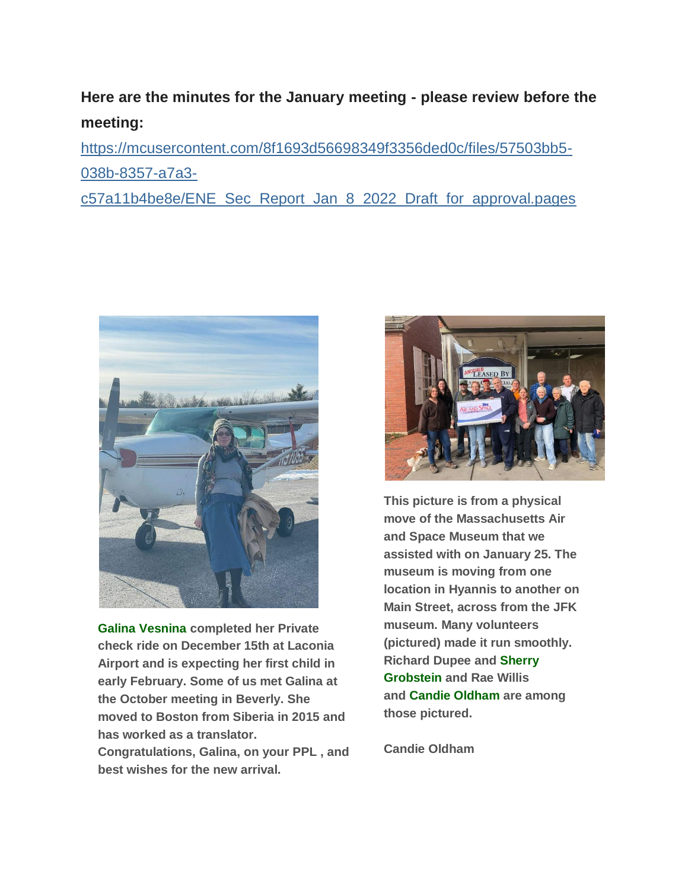**Here are the minutes for the January meeting - please review before the meeting:**

https://mcusercontent.com/8f1693d56698349f3356ded0c/files/57503bb5-038b-8357-a7a3-c57a11b4be8e/ENE_Sec_Report_Jan_8_2022_Draft_for_approval.pages

**Galina Vesnina completed her Private check ride on December 15th at Laconia Airport and is expecting her first child in early February. Some of us met Galina at the October meeting in Beverly. She moved to Boston from Siberia in 2015 and has worked as a translator. Congratulations, Galina, on your PPL , and best wishes for the new arrival.**

**This picture is from a physical move of the Massachusetts Air and Space Museum that we assisted with on January 25. The museum is moving from one location in Hyannis to another on Main Street, across from the JFK museum. Many volunteers (pictured) made it run smoothly. Richard Dupee and Sherry Grobstein and Rae Willis and Candie Oldham are among those pictured.**

**Candie Oldham**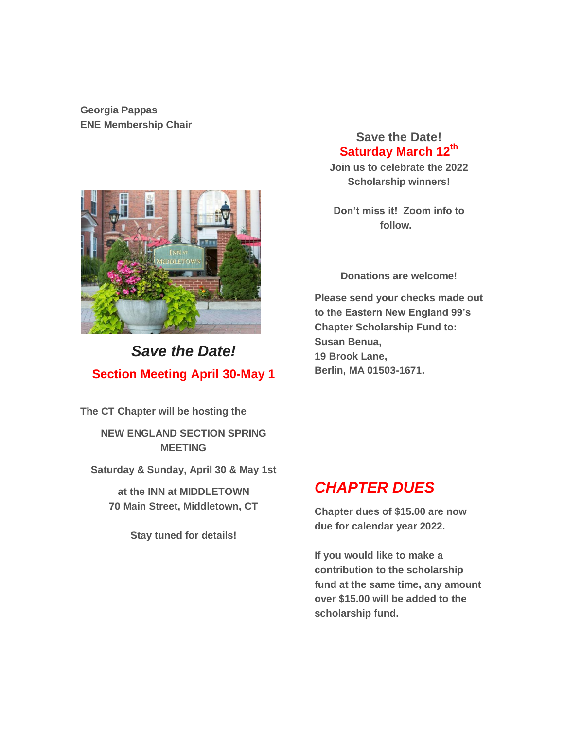**Georgia Pappas**
**ENE Membership Chair**

***Save the Date!***

**Section Meeting April 30-May 1**

**The CT Chapter will be hosting the**

**NEW ENGLAND SECTION SPRING MEETING**

**Saturday & Sunday, April 30 & May 1st**

**at the INN at MIDDLETOWN**
**70 Main Street, Middletown, CT**

**Stay tuned for details!**

**Save the Date!**
**Saturday March 12th**
**Join us to celebrate the 2022 Scholarship winners!**

**Don't miss it! Zoom info to follow.**

**Donations are welcome!**

**Please send your checks made out to the Eastern New England 99's Chapter Scholarship Fund to:**
**Susan Benua,**
**19 Brook Lane,**
**Berlin, MA 01503-1671.**

## ***CHAPTER DUES***

**Chapter dues of $15.00 are now due for calendar year 2022.**

**If you would like to make a contribution to the scholarship fund at the same time, any amount over $15.00 will be added to the scholarship fund.**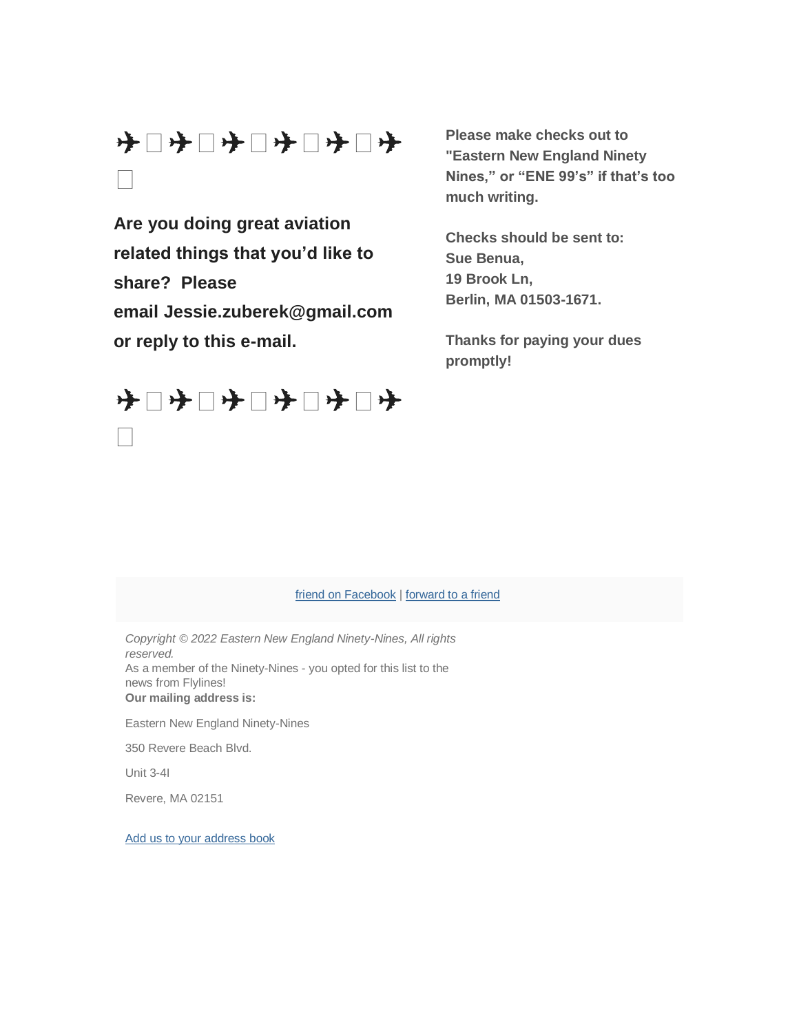✈ □ ✈ □ ✈ □ ✈ □ ✈ □ ✈ □

**Are you doing great aviation related things that you'd like to share? Please email Jessie.zuberek@gmail.com or reply to this e-mail.**

✈ □ ✈ □ ✈ □ ✈ □ ✈ □ ✈ □

**Please make checks out to "Eastern New England Ninety Nines," or "ENE 99's" if that's too much writing.**

**Checks should be sent to:**
**Sue Benua,**
**19 Brook Ln,**
**Berlin, MA 01503-1671.**

**Thanks for paying your dues promptly!**

friend on Facebook | forward to a friend

*Copyright © 2022 Eastern New England Ninety-Nines, All rights reserved.*
As a member of the Ninety-Nines - you opted for this list to the news from Flylines!
**Our mailing address is:**

Eastern New England Ninety-Nines

350 Revere Beach Blvd.

Unit 3-4I

Revere, MA 02151

Add us to your address book